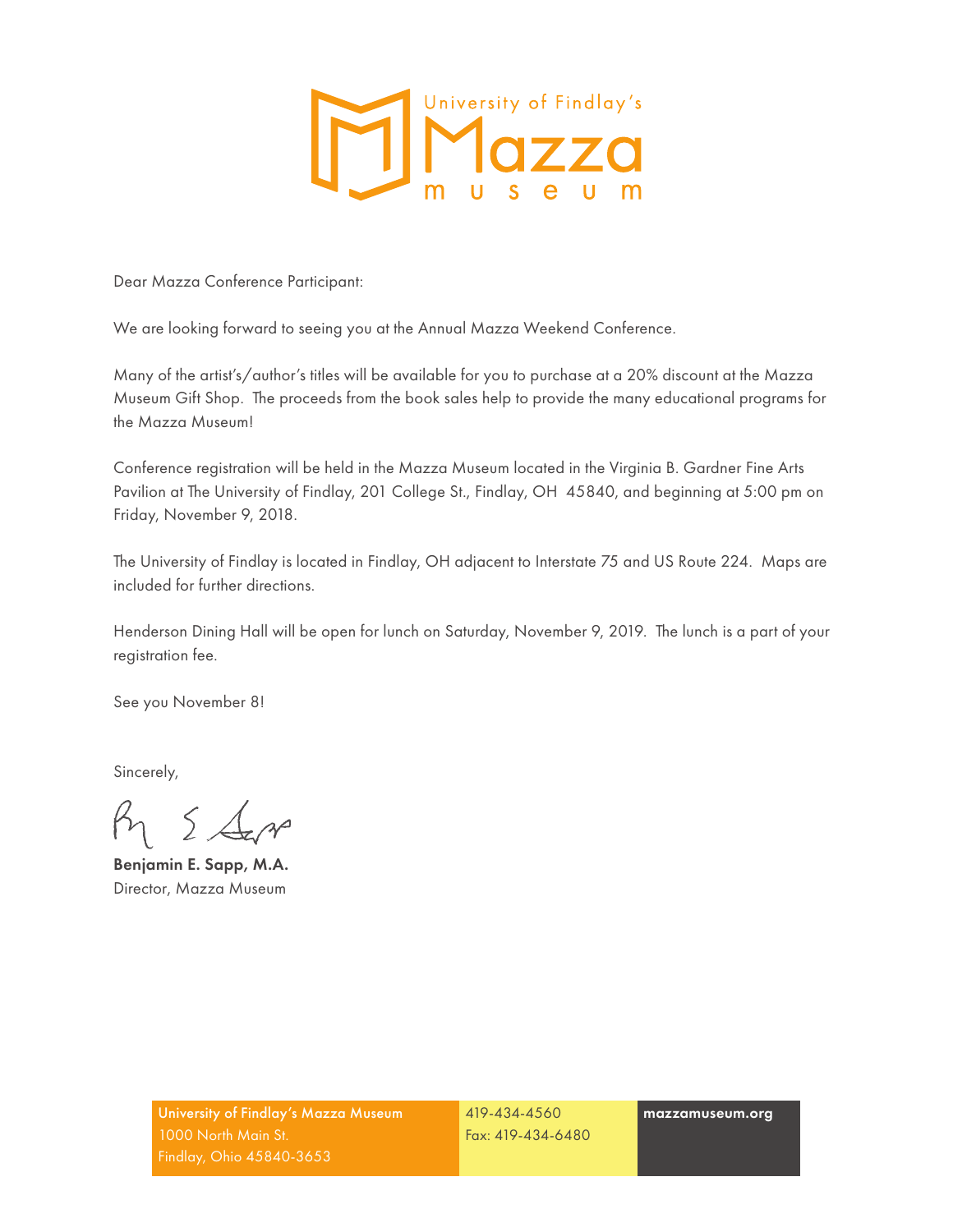University of Findlay's **Mazza** museum

Dear Mazza Conference Participant:

We are looking forward to seeing you at the Annual Mazza Weekend Conference.

Many of the artist's/author's titles will be available for you to purchase at a 20% discount at the Mazza Museum Gift Shop. The proceeds from the book sales help to provide the many educational programs for the Mazza Museum!

Conference registration will be held in the Mazza Museum located in the Virginia B. Gardner Fine Arts Pavilion at The University of Findlay, 201 College St., Findlay, OH 45840, and beginning at 5:00 pm on Friday, November 9, 2018.

The University of Findlay is located in Findlay, OH adjacent to Interstate 75 and US Route 224. Maps are included for further directions.

Henderson Dining Hall will be open for lunch on Saturday, November 9, 2019. The lunch is a part of your registration fee.

See you November 8!

Sincerely,

**Benjamin E. Sapp, M.A.**
Director, Mazza Museum

**University of Findlay's Mazza Museum**
1000 North Main St.
Findlay, Ohio 45840-3653

419-434-4560
Fax: 419-434-6480

**mazzamuseum.org**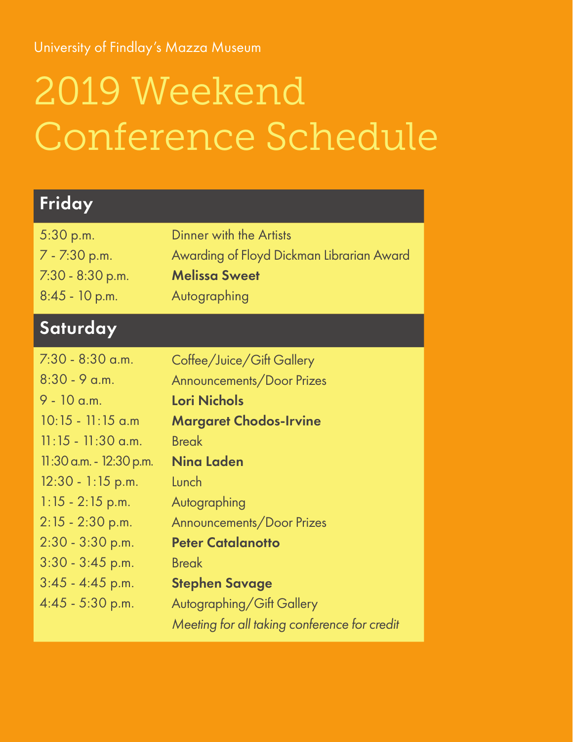University of Findlay's Mazza Museum

# 2019 Weekend Conference Schedule

## Friday

| | |
|---|---|
| 5:30 p.m. | Dinner with the Artists |
| 7 - 7:30 p.m. | Awarding of Floyd Dickman Librarian Award |
| 7:30 - 8:30 p.m. | **Melissa Sweet** |
| 8:45 - 10 p.m. | Autographing |

## Saturday

| | |
|---|---|
| 7:30 - 8:30 a.m. | Coffee/Juice/Gift Gallery |
| 8:30 - 9 a.m. | Announcements/Door Prizes |
| 9 - 10 a.m. | **Lori Nichols** |
| 10:15 - 11:15 a.m | **Margaret Chodos-Irvine** |
| 11:15 - 11:30 a.m. | Break |
| 11:30 a.m. - 12:30 p.m. | **Nina Laden** |
| 12:30 - 1:15 p.m. | Lunch |
| 1:15 - 2:15 p.m. | Autographing |
| 2:15 - 2:30 p.m. | Announcements/Door Prizes |
| 2:30 - 3:30 p.m. | **Peter Catalanotto** |
| 3:30 - 3:45 p.m. | Break |
| 3:45 - 4:45 p.m. | **Stephen Savage** |
| 4:45 - 5:30 p.m. | Autographing/Gift Gallery |
| | *Meeting for all taking conference for credit* |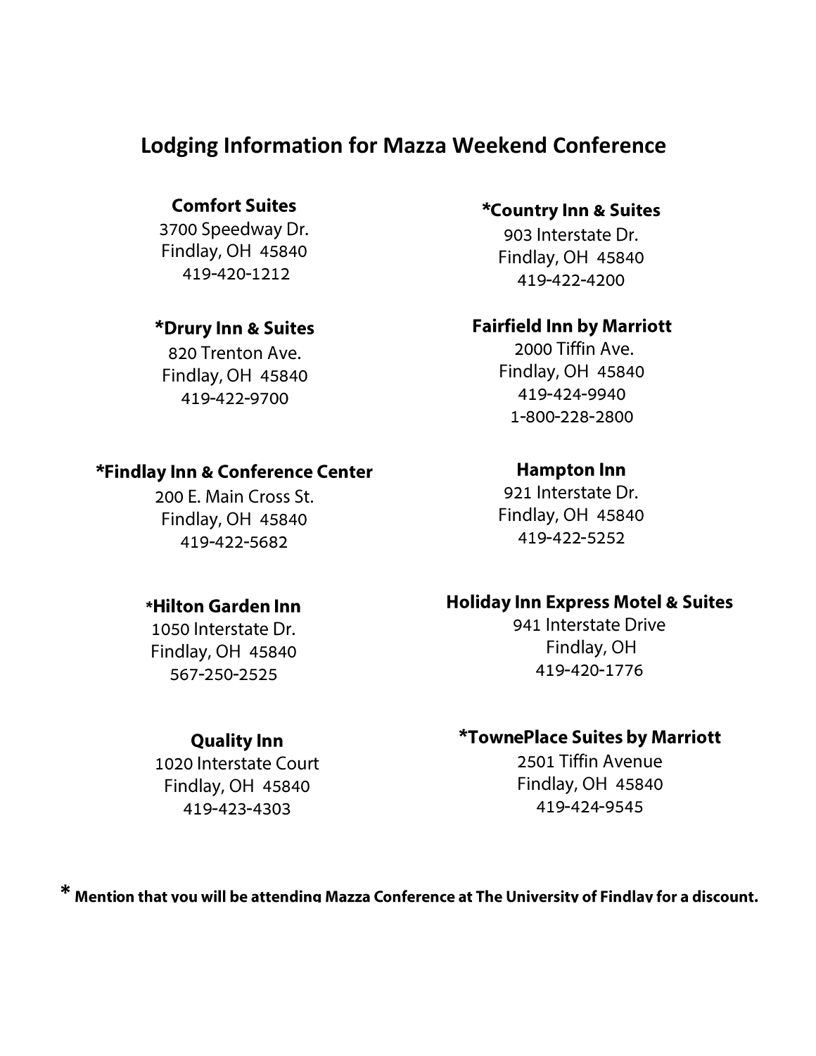## Lodging Information for Mazza Weekend Conference

**Comfort Suites**
3700 Speedway Dr.
Findlay, OH 45840
419-420-1212

***Country Inn & Suites**
903 Interstate Dr.
Findlay, OH 45840
419-422-4200

***Drury Inn & Suites**
820 Trenton Ave.
Findlay, OH 45840
419-422-9700

**Fairfield Inn by Marriott**
2000 Tiffin Ave.
Findlay, OH 45840
419-424-9940
1-800-228-2800

***Findlay Inn & Conference Center**
200 E. Main Cross St.
Findlay, OH 45840
419-422-5682

**Hampton Inn**
921 Interstate Dr.
Findlay, OH 45840
419-422-5252

***Hilton Garden Inn**
1050 Interstate Dr.
Findlay, OH 45840
567-250-2525

**Holiday Inn Express Motel & Suites**
941 Interstate Drive
Findlay, OH
419-420-1776

**Quality Inn**
1020 Interstate Court
Findlay, OH 45840
419-423-4303

***TownePlace Suites by Marriott**
2501 Tiffin Avenue
Findlay, OH 45840
419-424-9545

**\* Mention that you will be attending Mazza Conference at The University of Findlay for a discount.**